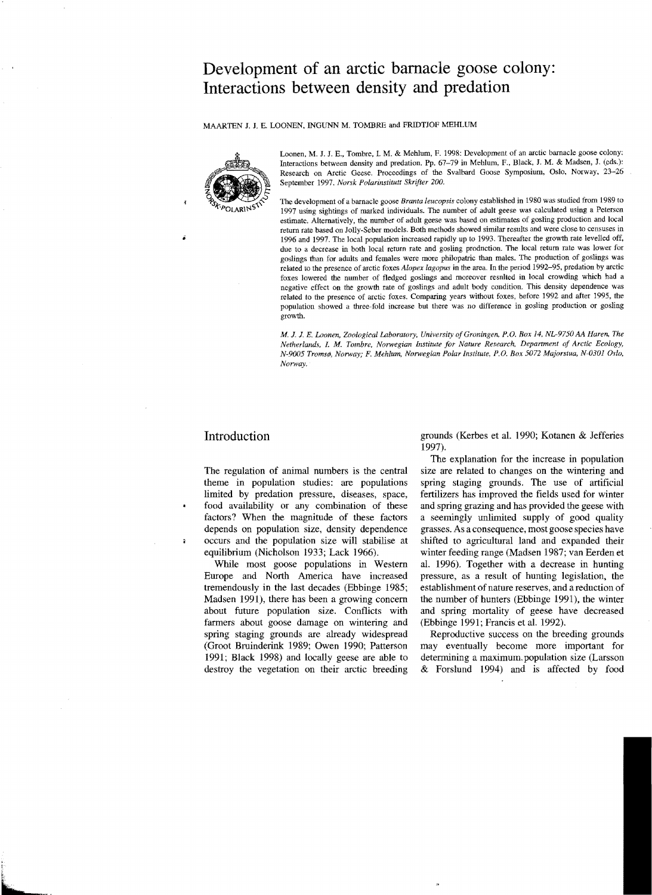# Development of an arctic barnacle goose colony: Interactions between density and predation

MAARTEN J. J. E. LOONEN, INGUNN M. TOMBRE and FRIDTJOF MEHLUM

Loonen, M. J. J. E., Tombre, I. M. & Mehlum, F. 1998: Development of an arctic barnacle goose colony: Interactions between density and predation. Pp. 67–79 in Mehlum, F., Black, J. M. & Madsen, J. (eds.): Research on Arctic Geese. Proceedings of the Svalbard Goose Symposium, Oslo, Norway, 23–26 September 1997. *Norsk Polarinstitutt Skrifter 200.*

The development of a barnacle goose *Branta leucopsis* colony established in 1980 was studied from 1989 to 1997 using sightings of marked individuals. The number of adult geese was calculated using a Petersen estimate. Alternatively, the number of adult geese was based on estimates of gosling production and local return rate based on Jolly-Seber models. Both methods showed similar results and were close to censuses in 1996 and 1997. The local population increased rapidly up to 1993. Thereafter the growth rate levelled off, due to a decrease in both local return rate and gosling prodnction. The local return rate was lower for goslings than for adults and females were more philopatric than males. The production of goslings was related to the presence of arctic foxes *Alopex lagopus* in the area. In the period 1992–95, predation by arctic foxes lowered the number of fledged goslings and moreover resnlted in local crowding which had a negative effect on the growth rate of goslings and adult body condition. This density dependence was related to the presence of arctic foxes. Comparing years without foxes, before 1992 and after 1995, the population showed a three-fold increase but there was no difference in gosling production or gosling growth.

*M. J. J. E. Loonen, Zoological Laboratory, University of Groningen, P.O. Box 14, NL-9750 AA Haren, The Netherlands, I. M. Tombre, Norwegian Institute for Nature Research, Department of Arctic Ecology, N-9005 Tromsø, Norway; F. Mehlum, Norwegian Polar Institute, P.O. Box 5072 Majorstua, N-0301 Oslo, Norway.*

## Introduction

The regulation of animal numbers is the central theme in population studies: are populations limited by predation pressure, diseases, space, food availability or any combination of these factors? When the magnitude of these factors depends on population size, density dependence occurs and the population size will stabilise at equilibrium (Nicholson 1933; Lack 1966).

While most goose populations in Western Europe and North America have increased tremendously in the last decades (Ebbinge 1985; Madsen 1991), there has been a growing concern about future population size. Conflicts with farmers about goose damage on wintering and spring staging grounds are already widespread (Groot Bruinderink 1989; Owen 1990; Patterson 1991; Black 1998) and locally geese are able to destroy the vegetation on their arctic breeding grounds (Kerbes et al. 1990; Kotanen & Jefferies 1997).

The explanation for the increase in population size are related to changes on the wintering and spring staging grounds. The use of artificial fertilizers has improved the fields used for winter and spring grazing and has provided the geese with a seemingly unlimited supply of good quality grasses. As a consequence, most goose species have shifted to agricultural land and expanded their winter feeding range (Madsen 1987; van Eerden et al. 1996). Together with a decrease in hunting pressure, as a result of hunting legislation, the establishment of nature reserves, and a reduction of the number of hunters (Ebbinge 1991), the winter and spring mortality of geese have decreased (Ebbinge 1991; Francis et al. 1992).

Reproductive success on the breeding grounds may eventually become more important for determining a maximum population size (Larsson & Forslund 1994) and is affected by food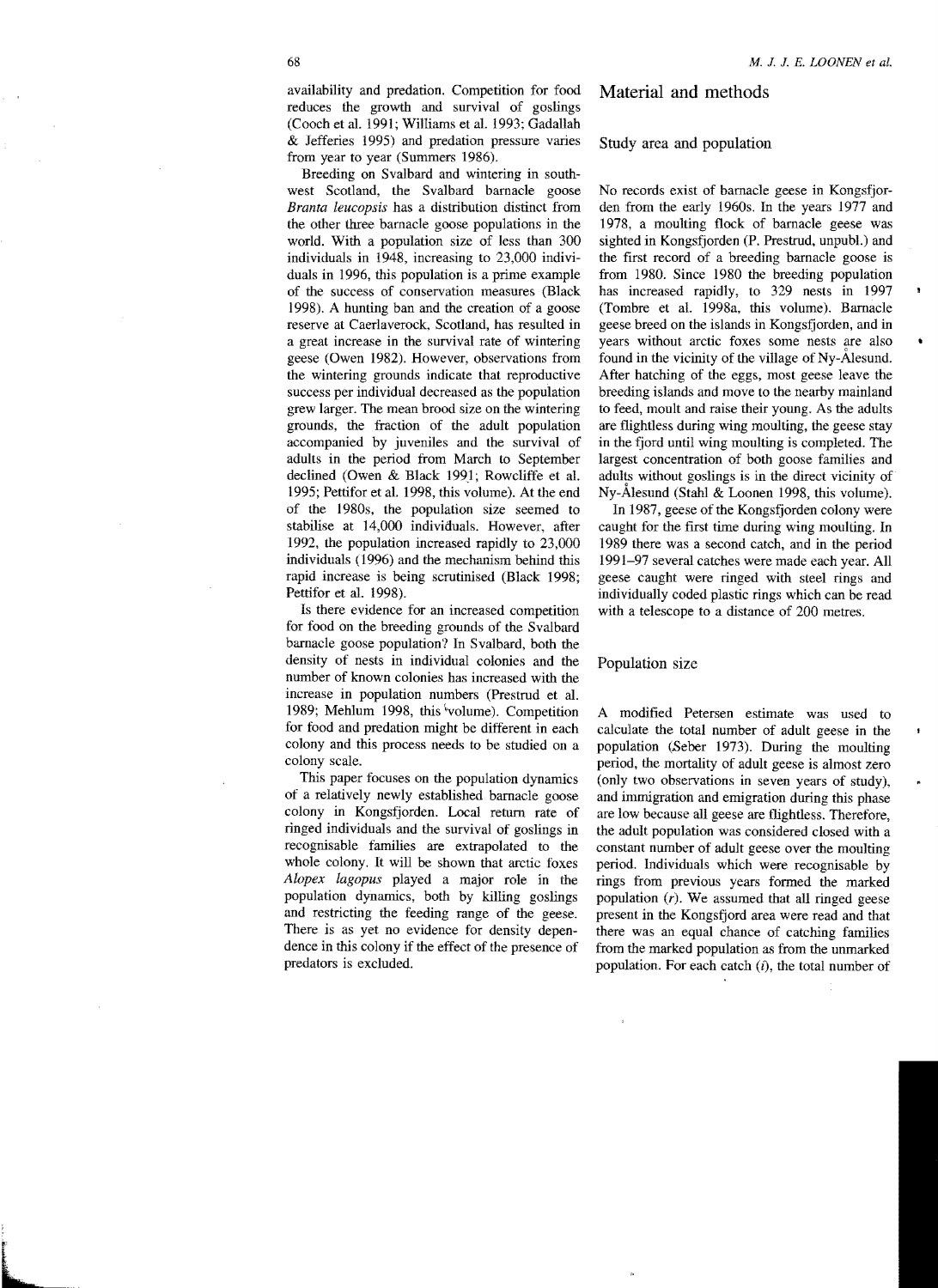availability and predation. Competition for food reduces the growth and survival of goslings (Cooch et al. 1991; Williams et al. 1993; Gadallah & Jefferies 1995) and predation pressure varies from year to year (Summers 1986).

Breeding on Svalbard and wintering in southwest Scotland, the Svalbard barnacle goose *Branta leucopsis* has a distribution distinct from the other three barnacle goose populations in the world. With a population size of less than 300 individuals in 1948, increasing to 23,000 individuals in 1996, this population is a prime example of the success of conservation measures (Black 1998). A hunting ban and the creation of a goose reserve at Caerlaverock, Scotland, has resulted in a great increase in the survival rate of wintering geese (Owen 1982). However, observations from the wintering grounds indicate that reproductive success per individual decreased as the population grew larger. The mean brood size on the wintering grounds, the fraction of the adult population accompanied by juveniles and the survival of adults in the period from March to September declined (Owen & Black 1991; Rowcliffe et al. 1995; Pettifor et al. 1998, this volume). At the end of the 1980s, the population size seemed to stabilise at 14,000 individuals. However, after 1992, the population increased rapidly to 23,000 individuals (1996) and the mechanism behind this rapid increase is being scrutinised (Black 1998; Pettifor et al. 1998).

Is there evidence for an increased competition for food on the breeding grounds of the Svalbard barnacle goose population? In Svalbard, both the density of nests in individual colonies and the number of known colonies has increased with the increase in population numbers (Prestrud et al. 1989; Mehlum 1998, this volume). Competition for food and predation might be different in each colony and this process needs to be studied on a colony scale.

This paper focuses on the population dynamics of a relatively newly established barnacle goose colony in Kongsfjorden. Local return rate of ringed individuals and the survival of goslings in recognisable families are extrapolated to the whole colony. It will be shown that arctic foxes *Alopex lagopus* played a major role in the population dynamics, both by killing goslings and restricting the feeding range of the geese. There is as yet no evidence for density dependence in this colony if the effect of the presence of predators is excluded.

## Material and methods

### Study area and population

No records exist of barnacle geese in Kongsfjorden from the early 1960s. In the years 1977 and 1978, a moulting flock of barnacle geese was sighted in Kongsfjorden (P. Prestrud, unpubl.) and the first record of a breeding barnacle goose is from 1980. Since 1980 the breeding population has increased rapidly, to 329 nests in 1997 (Tombre et al. 1998a, this volume). Barnacle geese breed on the islands in Kongsfjorden, and in years without arctic foxes some nests are also found in the vicinity of the village of Ny-Ålesund. After hatching of the eggs, most geese leave the breeding islands and move to the nearby mainland to feed, moult and raise their young. As the adults are flightless during wing moulting, the geese stay in the fjord until wing moulting is completed. The largest concentration of both goose families and adults without goslings is in the direct vicinity of Ny-Ålesund (Stahl & Loonen 1998, this volume).

In 1987, geese of the Kongsfjorden colony were caught for the first time during wing moulting. In 1989 there was a second catch, and in the period 1991–97 several catches were made each year. All geese caught were ringed with steel rings and individually coded plastic rings which can be read with a telescope to a distance of 200 metres.

### Population size

A modified Petersen estimate was used to calculate the total number of adult geese in the population (Seber 1973). During the moulting period, the mortality of adult geese is almost zero (only two observations in seven years of study), and immigration and emigration during this phase are low because all geese are flightless. Therefore, the adult population was considered closed with a constant number of adult geese over the moulting period. Individuals which were recognisable by rings from previous years formed the marked population ($r$). We assumed that all ringed geese present in the Kongsfjord area were read and that there was an equal chance of catching families from the marked population as from the unmarked population. For each catch ($i$), the total number of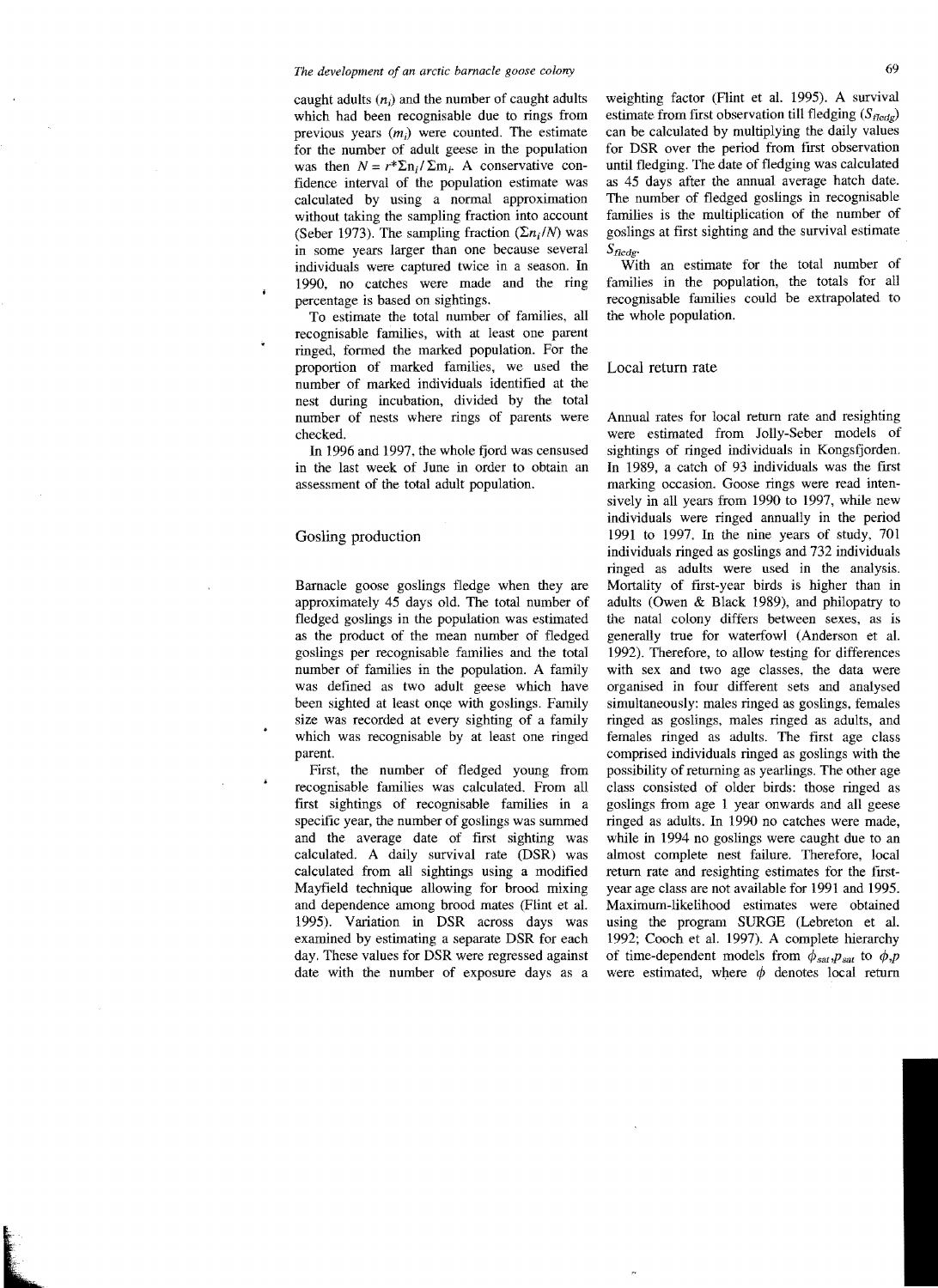caught adults ($n_i$) and the number of caught adults which had been recognisable due to rings from previous years ($m_i$) were counted. The estimate for the number of adult geese in the population was then $N = r^*\Sigma n_i / \Sigma m_i$. A conservative confidence interval of the population estimate was calculated by using a normal approximation without taking the sampling fraction into account (Seber 1973). The sampling fraction ($\Sigma n_i/N$) was in some years larger than one because several individuals were captured twice in a season. In 1990, no catches were made and the ring percentage is based on sightings.

To estimate the total number of families, all recognisable families, with at least one parent ringed, formed the marked population. For the proportion of marked families, we used the number of marked individuals identified at the nest during incubation, divided by the total number of nests where rings of parents were checked.

In 1996 and 1997, the whole fjord was censused in the last week of June in order to obtain an assessment of the total adult population.

## Gosling production

Barnacle goose goslings fledge when they are approximately 45 days old. The total number of fledged goslings in the population was estimated as the product of the mean number of fledged goslings per recognisable families and the total number of families in the population. A family was defined as two adult geese which have been sighted at least once with goslings. Family size was recorded at every sighting of a family which was recognisable by at least one ringed parent.

First, the number of fledged young from recognisable families was calculated. From all first sightings of recognisable families in a specific year, the number of goslings was summed and the average date of first sighting was calculated. A daily survival rate (DSR) was calculated from all sightings using a modified Mayfield technique allowing for brood mixing and dependence among brood mates (Flint et al. 1995). Variation in DSR across days was examined by estimating a separate DSR for each day. These values for DSR were regressed against date with the number of exposure days as a weighting factor (Flint et al. 1995). A survival estimate from first observation till fledging ($S_{fledg}$) can be calculated by multiplying the daily values for DSR over the period from first observation until fledging. The date of fledging was calculated as 45 days after the annual average hatch date. The number of fledged goslings in recognisable families is the multiplication of the number of goslings at first sighting and the survival estimate $S_{fledg}$.

With an estimate for the total number of families in the population, the totals for all recognisable families could be extrapolated to the whole population.

## Local return rate

Annual rates for local return rate and resighting were estimated from Jolly-Seber models of sightings of ringed individuals in Kongsfjorden. In 1989, a catch of 93 individuals was the first marking occasion. Goose rings were read intensively in all years from 1990 to 1997, while new individuals were ringed annually in the period 1991 to 1997. In the nine years of study, 701 individuals ringed as goslings and 732 individuals ringed as adults were used in the analysis. Mortality of first-year birds is higher than in adults (Owen & Black 1989), and philopatry to the natal colony differs between sexes, as is generally true for waterfowl (Anderson et al. 1992). Therefore, to allow testing for differences with sex and two age classes, the data were organised in four different sets and analysed simultaneously: males ringed as goslings, females ringed as goslings, males ringed as adults, and females ringed as adults. The first age class comprised individuals ringed as goslings with the possibility of returning as yearlings. The other age class consisted of older birds: those ringed as goslings from age 1 year onwards and all geese ringed as adults. In 1990 no catches were made, while in 1994 no goslings were caught due to an almost complete nest failure. Therefore, local return rate and resighting estimates for the first-year age class are not available for 1991 and 1995. Maximum-likelihood estimates were obtained using the program SURGE (Lebreton et al. 1992; Cooch et al. 1997). A complete hierarchy of time-dependent models from $\phi_{sat},p_{sat}$ to $\phi,p$ were estimated, where $\phi$ denotes local return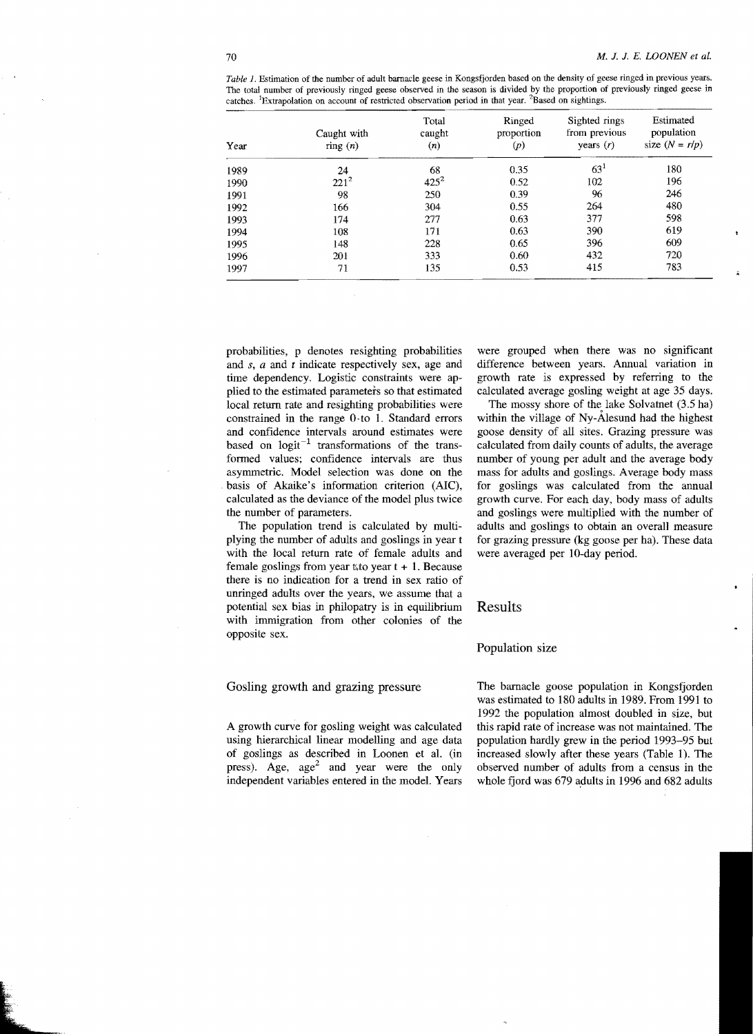*Table 1.* Estimation of the number of adult barnacle geese in Kongsfjorden based on the density of geese ringed in previous years. The total number of previously ringed geese observed in the season is divided by the proportion of previously ringed geese in catches. [1]Extrapolation on account of restricted observation period in that year. [2]Based on sightings.

| Year | Caught with ring ($n$) | Total caught ($n$) | Ringed proportion ($p$) | Sighted rings from previous years ($r$) | Estimated population size ($N = r/p$) |
|---|---|---|---|---|---|
| 1989 | 24 | 68 | 0.35 | 63[1] | 180 |
| 1990 | 221[2] | 425[2] | 0.52 | 102 | 196 |
| 1991 | 98 | 250 | 0.39 | 96 | 246 |
| 1992 | 166 | 304 | 0.55 | 264 | 480 |
| 1993 | 174 | 277 | 0.63 | 377 | 598 |
| 1994 | 108 | 171 | 0.63 | 390 | 619 |
| 1995 | 148 | 228 | 0.65 | 396 | 609 |
| 1996 | 201 | 333 | 0.60 | 432 | 720 |
| 1997 | 71 | 135 | 0.53 | 415 | 783 |

probabilities, p denotes resighting probabilities and $s$, $a$ and $t$ indicate respectively sex, age and time dependency. Logistic constraints were applied to the estimated parameters so that estimated local return rate and resighting probabilities were constrained in the range 0 to 1. Standard errors and confidence intervals around estimates were based on $\text{logit}^{-1}$ transformations of the transformed values; confidence intervals are thus asymmetric. Model selection was done on the basis of Akaike's information criterion (AIC), calculated as the deviance of the model plus twice the number of parameters.

The population trend is calculated by multiplying the number of adults and goslings in year t with the local return rate of female adults and female goslings from year t to year t + 1. Because there is no indication for a trend in sex ratio of unringed adults over the years, we assume that a potential sex bias in philopatry is in equilibrium with immigration from other colonies of the opposite sex.

### Gosling growth and grazing pressure

A growth curve for gosling weight was calculated using hierarchical linear modelling and age data of goslings as described in Loonen et al. (in press). Age, $\text{age}^2$ and year were the only independent variables entered in the model. Years were grouped when there was no significant difference between years. Annual variation in growth rate is expressed by referring to the calculated average gosling weight at age 35 days.

The mossy shore of the lake Solvatnet (3.5 ha) within the village of Ny-Ålesund had the highest goose density of all sites. Grazing pressure was calculated from daily counts of adults, the average number of young per adult and the average body mass for adults and goslings. Average body mass for goslings was calculated from the annual growth curve. For each day, body mass of adults and goslings were multiplied with the number of adults and goslings to obtain an overall measure for grazing pressure (kg goose per ha). These data were averaged per 10-day period.

## Results

### Population size

The barnacle goose population in Kongsfjorden was estimated to 180 adults in 1989. From 1991 to 1992 the population almost doubled in size, but this rapid rate of increase was not maintained. The population hardly grew in the period 1993–95 but increased slowly after these years (Table 1). The observed number of adults from a census in the whole fjord was 679 adults in 1996 and 682 adults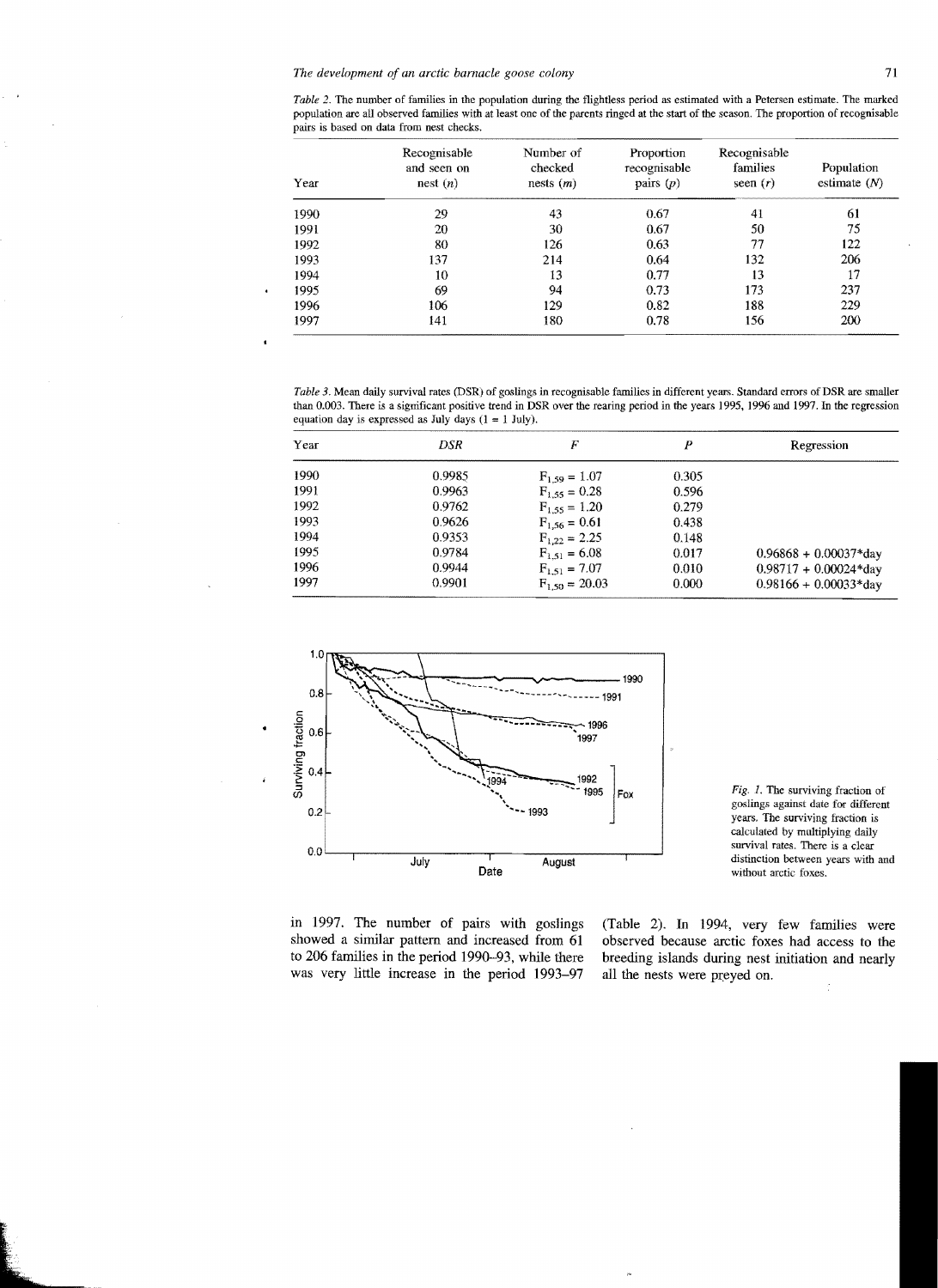*Table 2.* The number of families in the population during the flightless period as estimated with a Petersen estimate. The marked population are all observed families with at least one of the parents ringed at the start of the season. The proportion of recognisable pairs is based on data from nest checks.

| Year | Recognisable and seen on nest ($n$) | Number of checked nests ($m$) | Proportion recognisable pairs ($p$) | Recognisable families seen ($r$) | Population estimate ($N$) |
|---|---|---|---|---|---|
| 1990 | 29 | 43 | 0.67 | 41 | 61 |
| 1991 | 20 | 30 | 0.67 | 50 | 75 |
| 1992 | 80 | 126 | 0.63 | 77 | 122 |
| 1993 | 137 | 214 | 0.64 | 132 | 206 |
| 1994 | 10 | 13 | 0.77 | 13 | 17 |
| 1995 | 69 | 94 | 0.73 | 173 | 237 |
| 1996 | 106 | 129 | 0.82 | 188 | 229 |
| 1997 | 141 | 180 | 0.78 | 156 | 200 |

*Table 3.* Mean daily survival rates (DSR) of goslings in recognisable families in different years. Standard errors of DSR are smaller than 0.003. There is a significant positive trend in DSR over the rearing period in the years 1995, 1996 and 1997. In the regression equation day is expressed as July days (1 = 1 July).

| Year | *DSR* | *F* | *P* | Regression |
|---|---|---|---|---|
| 1990 | 0.9985 | $F_{1,59} = 1.07$ | 0.305 | |
| 1991 | 0.9963 | $F_{1,55} = 0.28$ | 0.596 | |
| 1992 | 0.9762 | $F_{1,55} = 1.20$ | 0.279 | |
| 1993 | 0.9626 | $F_{1,56} = 0.61$ | 0.438 | |
| 1994 | 0.9353 | $F_{1,22} = 2.25$ | 0.148 | |
| 1995 | 0.9784 | $F_{1,51} = 6.08$ | 0.017 | 0.96868 + 0.00037*day |
| 1996 | 0.9944 | $F_{1,51} = 7.07$ | 0.010 | 0.98717 + 0.00024*day |
| 1997 | 0.9901 | $F_{1,50} = 20.03$ | 0.000 | 0.98166 + 0.00033*day |

*Fig. 1.* The surviving fraction of goslings against date for different years. The surviving fraction is calculated by multiplying daily survival rates. There is a clear distinction between years with and without arctic foxes.

in 1997. The number of pairs with goslings showed a similar pattern and increased from 61 to 206 families in the period 1990–93, while there was very little increase in the period 1993–97 (Table 2). In 1994, very few families were observed because arctic foxes had access to the breeding islands during nest initiation and nearly all the nests were preyed on.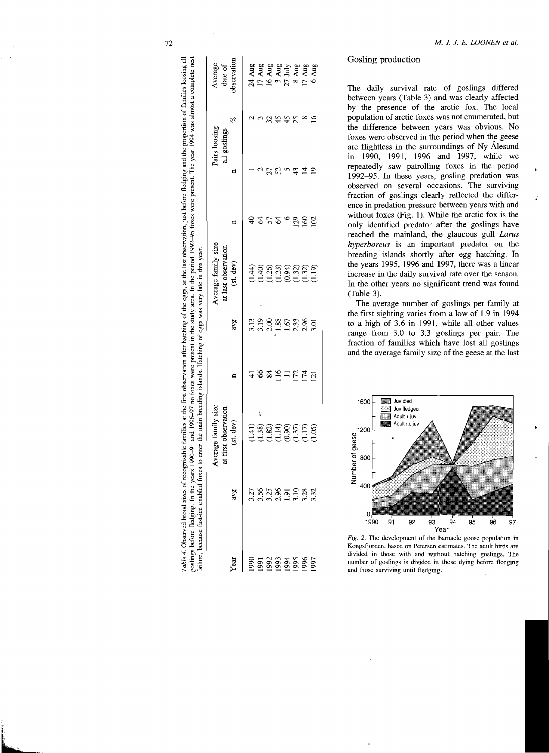*Table 4.* Observed brood sizes of recognisable families at the first observation after hatching of the eggs, at the last observation, just before fledging and the proportion of families loosing all goslings before fledging. In the years 1990–91 and 1996–97 no foxes were present in the study area. In the period 1992–95 foxes were present. The year 1994 was almost a complete nest failure, because fast-ice enabled foxes to enter the main breeding islands. Hatching of eggs was very late in this year.

| Year | Average family size at first observation | | | Average family size at last observation | | | Pairs loosing all goslings | | Average date of observation |
|---|---|---|---|---|---|---|---|---|---|
| | avg | (st. dev) | n | avg | (st. dev) | n | n | % | |
| 1990 | 3.27 | (1.41) | 41 | 3.13 | (1.44) | 40 | 1 | 2 | 24 Aug |
| 1991 | 3.56 | (1.38) | 66 | 3.19 | (1.40) | 64 | 2 | 3 | 17 Aug |
| 1992 | 3.25 | (1.82) | 84 | 2.00 | (1.26) | 57 | 27 | 32 | 16 Aug |
| 1993 | 2.96 | (1.14) | 116 | 1.88 | (1.23) | 64 | 52 | 45 | 3 Aug |
| 1994 | 1.91 | (0.90) | 11 | 1.67 | (0.94) | 6 | 5 | 45 | 27 July |
| 1995 | 3.10 | (1.37) | 172 | 2.33 | (1.32) | 129 | 43 | 25 | 8 Aug |
| 1996 | 3.28 | (1.17) | 174 | 2.96 | (1.32) | 160 | 14 | 8 | 17 Aug |
| 1997 | 3.32 | (1.05) | 121 | 3.01 | (1.19) | 102 | 19 | 16 | 6 Aug |

## Gosling production

The daily survival rate of goslings differed between years (Table 3) and was clearly affected by the presence of the arctic fox. The local population of arctic foxes was not enumerated, but the difference between years was obvious. No foxes were observed in the period when the geese are flightless in the surroundings of Ny-Ålesund in 1990, 1991, 1996 and 1997, while we repeatedly saw patrolling foxes in the period 1992–95. In these years, gosling predation was observed on several occasions. The surviving fraction of goslings clearly reflected the difference in predation pressure between years with and without foxes (Fig. 1). While the arctic fox is the only identified predator after the goslings have reached the mainland, the glaucous gull *Larus hyperboreus* is an important predator on the breeding islands shortly after egg hatching. In the years 1995, 1996 and 1997, there was a linear increase in the daily survival rate over the season. In the other years no significant trend was found (Table 3).

The average number of goslings per family at the first sighting varies from a low of 1.9 in 1994 to a high of 3.6 in 1991, while all other values range from 3.0 to 3.3 goslings per pair. The fraction of families which have lost all goslings and the average family size of the geese at the last

*Fig. 2.* The development of the barnacle goose population in Kongsfjorden, based on Petersen estimates. The adult birds are divided in those with and without hatching goslings. The number of goslings is divided in those dying before fledging and those surviving until fledging.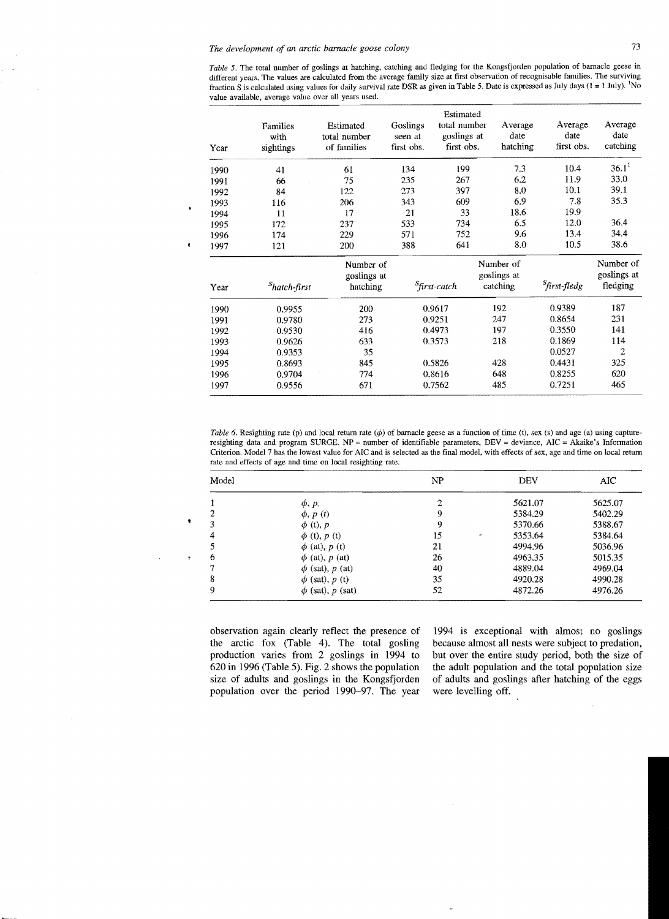*Table 5.* The total number of goslings at hatching, catching and fledging for the Kongsfjorden population of barnacle geese in different years. The values are calculated from the average family size at first observation of recognisable families. The surviving fraction S is calculated using values for daily survival rate DSR as given in Table 5. Date is expressed as July days (1 = 1 July). [1]No value available, average value over all years used.

| Year | Families with sightings | Estimated total number of families | Goslings seen at first obs. | Estimated total number goslings at first obs. | Average date hatching | Average date first obs. | Average date catching |
|---|---|---|---|---|---|---|---|
| 1990 | 41 | 61 | 134 | 199 | 7.3 | 10.4 | 36.1[1] |
| 1991 | 66 | 75 | 235 | 267 | 6.2 | 11.9 | 33.0 |
| 1992 | 84 | 122 | 273 | 397 | 8.0 | 10.1 | 39.1 |
| 1993 | 116 | 206 | 343 | 609 | 6.9 | 7.8 | 35.3 |
| 1994 | 11 | 17 | 21 | 33 | 18.6 | 19.9 | |
| 1995 | 172 | 237 | 533 | 734 | 6.5 | 12.0 | 36.4 |
| 1996 | 174 | 229 | 571 | 752 | 9.6 | 13.4 | 34.4 |
| 1997 | 121 | 200 | 388 | 641 | 8.0 | 10.5 | 38.6 |

| Year | $S_{hatch\text{-}first}$ | Number of goslings at hatching | $S_{first\text{-}catch}$ | Number of goslings at catching | $S_{first\text{-}fledg}$ | Number of goslings at fledging |
|---|---|---|---|---|---|---|
| 1990 | 0.9955 | 200 | 0.9617 | 192 | 0.9389 | 187 |
| 1991 | 0.9780 | 273 | 0.9251 | 247 | 0.8654 | 231 |
| 1992 | 0.9530 | 416 | 0.4973 | 197 | 0.3550 | 141 |
| 1993 | 0.9626 | 633 | 0.3573 | 218 | 0.1869 | 114 |
| 1994 | 0.9353 | 35 | | | 0.0527 | 2 |
| 1995 | 0.8693 | 845 | 0.5826 | 428 | 0.4431 | 325 |
| 1996 | 0.9704 | 774 | 0.8616 | 648 | 0.8255 | 620 |
| 1997 | 0.9556 | 671 | 0.7562 | 485 | 0.7251 | 465 |

*Table 6.* Resighting rate (p) and local return rate ($\phi$) of barnacle geese as a function of time (t), sex (s) and age (a) using capture-resighting data and program SURGE. NP = number of identifiable parameters, DEV = deviance, AIC = Akaike's Information Criterion. Model 7 has the lowest value for AIC and is selected as the final model, with effects of sex, age and time on local return rate and effects of age and time on local resighting rate.

| Model | | NP | DEV | AIC |
|---|---|---|---|---|
| 1 | $\phi$, p, | 2 | 5621.07 | 5625.07 |
| 2 | $\phi$, p (t) | 9 | 5384.29 | 5402.29 |
| 3 | $\phi$ (t), p | 9 | 5370.66 | 5388.67 |
| 4 | $\phi$ (t), p (t) | 15 | 5353.64 | 5384.64 |
| 5 | $\phi$ (at), p (t) | 21 | 4994.96 | 5036.96 |
| 6 | $\phi$ (at), p (at) | 26 | 4963.35 | 5015.35 |
| 7 | $\phi$ (sat), p (at) | 40 | 4889.04 | 4969.04 |
| 8 | $\phi$ (sat), p (t) | 35 | 4920.28 | 4990.28 |
| 9 | $\phi$ (sat), p (sat) | 52 | 4872.26 | 4976.26 |

observation again clearly reflect the presence of the arctic fox (Table 4). The total gosling production varies from 2 goslings in 1994 to 620 in 1996 (Table 5). Fig. 2 shows the population size of adults and goslings in the Kongsfjorden population over the period 1990–97. The year 1994 is exceptional with almost no goslings because almost all nests were subject to predation, but over the entire study period, both the size of the adult population and the total population size of adults and goslings after hatching of the eggs were levelling off.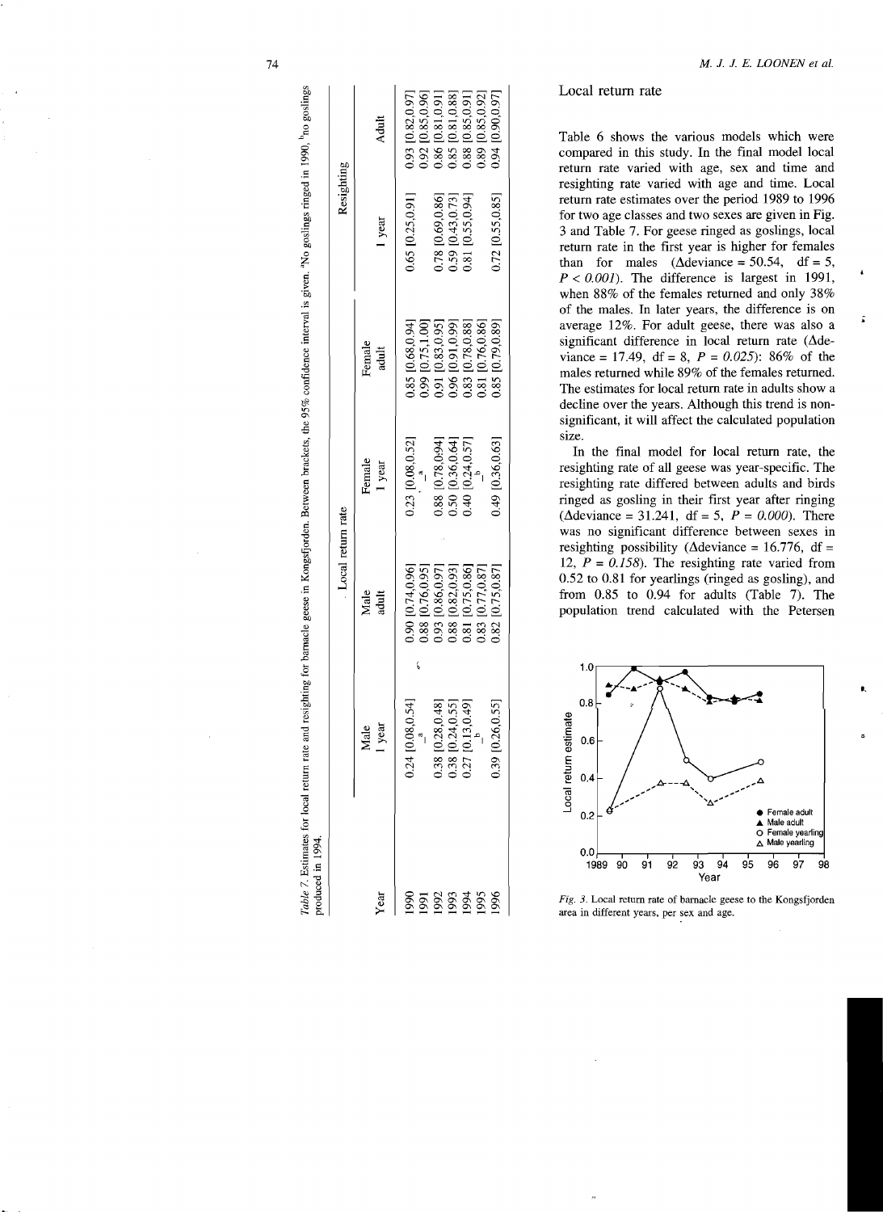*Table 7.* Estimates for local return rate and resighting for barnacle geese in Kongsfjorden. Between brackets, the 95% confidence interval is given. [a]No goslings ringed in 1990, [b]no goslings produced in 1994.

| | Local return rate | | | | Resighting | |
|---|---|---|---|---|---|---|
| Year | Male 1 year | Male adult | Female 1 year | Female adult | 1 year | Adult |
| 1990 | 0.24 [0.08,0.54] | 0.90 [0.74,0.96] | 0.23 [0.08,0.52] | 0.85 [0.68,0.94] | 0.65 [0.25,0.91] | 0.93 [0.82,0.97] |
| 1991 | –[a] | 0.88 [0.76,0.95] | –[a] | 0.99 [0.75,1.00] | | 0.92 [0.85,0.96] |
| 1992 | 0.38 [0.28,0.48] | 0.93 [0.86,0.97] | 0.88 [0.78,0.94] | 0.91 [0.83,0.95] | 0.78 [0.69,0.86] | 0.86 [0.81,0.91] |
| 1993 | 0.38 [0.24,0.55] | 0.88 [0.82,0.93] | 0.50 [0.36,0.64] | 0.96 [0.91,0.99] | 0.59 [0.43,0.73] | 0.85 [0.81,0.88] |
| 1994 | 0.27 [0.13,0.49] | 0.81 [0.75,0.86] | 0.40 [0.24,0.57] | 0.83 [0.78,0.88] | 0.81 [0.55,0.94] | 0.88 [0.85,0.91] |
| 1995 | –[b] | 0.83 [0.77,0.87] | –[b] | 0.81 [0.76,0.86] | | 0.89 [0.85,0.92] |
| 1996 | 0.39 [0.26,0.55] | 0.82 [0.75,0.87] | 0.49 [0.36,0.63] | 0.85 [0.79,0.89] | 0.72 [0.55,0.85] | 0.94 [0.90,0.97] |

## Local return rate

Table 6 shows the various models which were compared in this study. In the final model local return rate varied with age, sex and time and resighting rate varied with age and time. Local return rate estimates over the period 1989 to 1996 for two age classes and two sexes are given in Fig. 3 and Table 7. For geese ringed as goslings, local return rate in the first year is higher for females than for males ($\Delta$deviance = 50.54, df = 5, $P < 0.001$). The difference is largest in 1991, when 88% of the females returned and only 38% of the males. In later years, the difference is on average 12%. For adult geese, there was also a significant difference in local return rate ($\Delta$deviance = 17.49, df = 8, $P = 0.025$): 86% of the males returned while 89% of the females returned. The estimates for local return rate in adults show a decline over the years. Although this trend is non-significant, it will affect the calculated population size.

In the final model for local return rate, the resighting rate of all geese was year-specific. The resighting rate differed between adults and birds ringed as gosling in their first year after ringing ($\Delta$deviance = 31.241, df = 5, $P = 0.000$). There was no significant difference between sexes in resighting possibility ($\Delta$deviance = 16.776, df = 12, $P = 0.158$). The resighting rate varied from 0.52 to 0.81 for yearlings (ringed as gosling), and from 0.85 to 0.94 for adults (Table 7). The population trend calculated with the Petersen

*Fig. 3.* Local return rate of barnacle geese to the Kongsfjorden area in different years, per sex and age.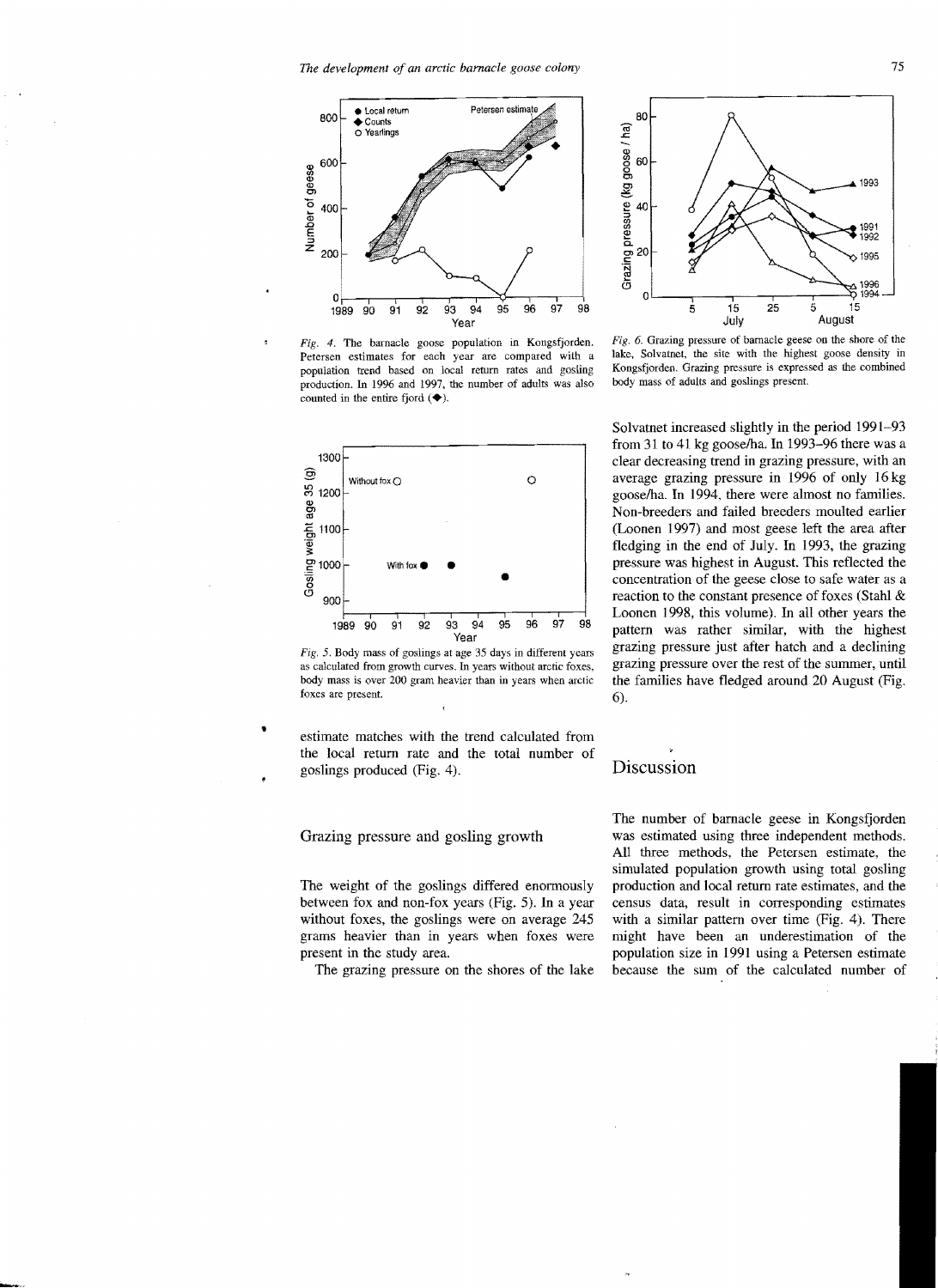*Fig. 4.* The barnacle goose population in Kongsfjorden. Petersen estimates for each year are compared with a population trend based on local return rates and gosling production. In 1996 and 1997, the number of adults was also counted in the entire fjord (◆).

*Fig. 6.* Grazing pressure of barnacle geese on the shore of the lake, Solvatnet, the site with the highest goose density in Kongsfjorden. Grazing pressure is expressed as the combined body mass of adults and goslings present.

*Fig. 5.* Body mass of goslings at age 35 days in different years as calculated from growth curves. In years without arctic foxes, body mass is over 200 gram heavier than in years when arctic foxes are present.

estimate matches with the trend calculated from the local return rate and the total number of goslings produced (Fig. 4).

## Grazing pressure and gosling growth

The weight of the goslings differed enormously between fox and non-fox years (Fig. 5). In a year without foxes, the goslings were on average 245 grams heavier than in years when foxes were present in the study area.

The grazing pressure on the shores of the lake Solvatnet increased slightly in the period 1991–93 from 31 to 41 kg goose/ha. In 1993–96 there was a clear decreasing trend in grazing pressure, with an average grazing pressure in 1996 of only 16 kg goose/ha. In 1994, there were almost no families. Non-breeders and failed breeders moulted earlier (Loonen 1997) and most geese left the area after fledging in the end of July. In 1993, the grazing pressure was highest in August. This reflected the concentration of the geese close to safe water as a reaction to the constant presence of foxes (Stahl & Loonen 1998, this volume). In all other years the pattern was rather similar, with the highest grazing pressure just after hatch and a declining grazing pressure over the rest of the summer, until the families have fledged around 20 August (Fig. 6).

# Discussion

The number of barnacle geese in Kongsfjorden was estimated using three independent methods. All three methods, the Petersen estimate, the simulated population growth using total gosling production and local return rate estimates, and the census data, result in corresponding estimates with a similar pattern over time (Fig. 4). There might have been an underestimation of the population size in 1991 using a Petersen estimate because the sum of the calculated number of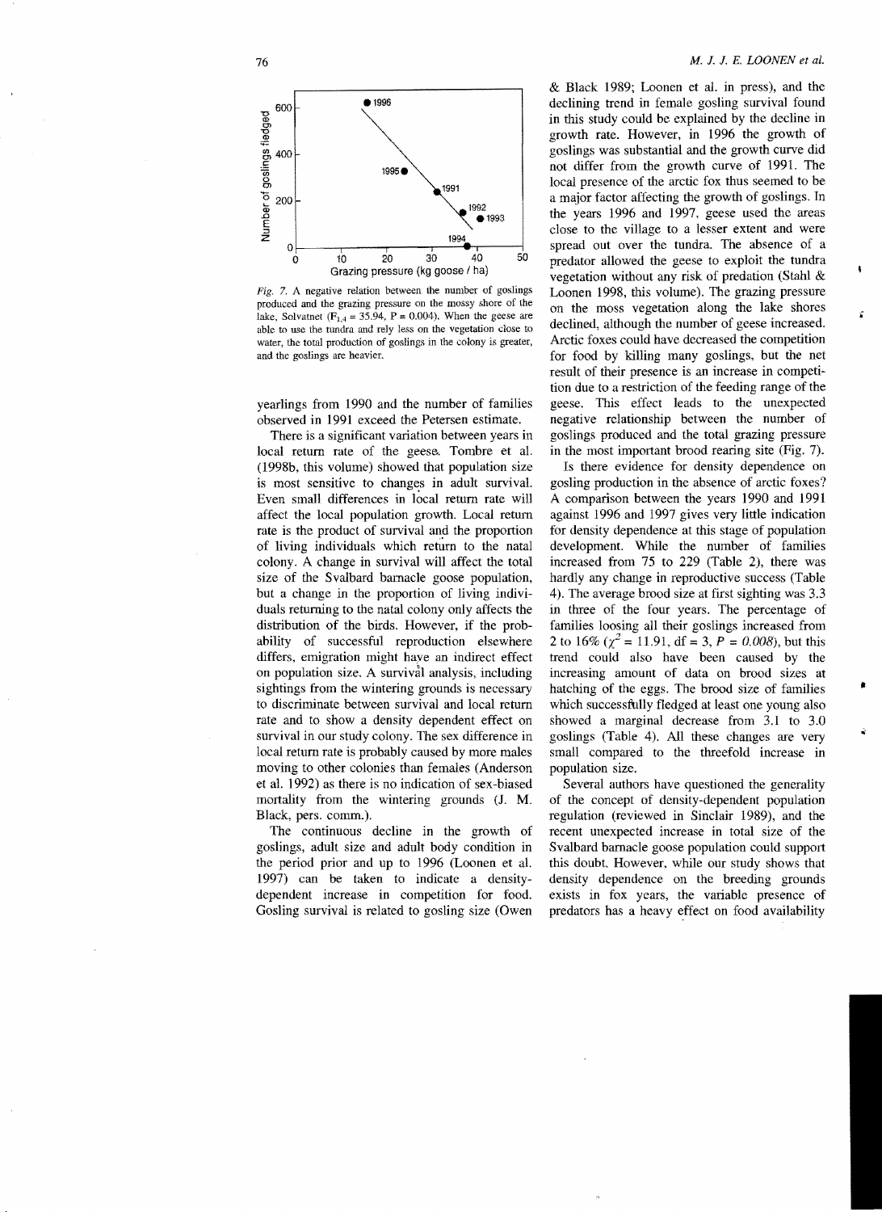Fig. 7. A negative relation between the number of goslings produced and the grazing pressure on the mossy shore of the lake, Solvatnet ($F_{1,4}$ = 35.94, P = 0.004). When the geese are able to use the tundra and rely less on the vegetation close to water, the total production of goslings in the colony is greater, and the goslings are heavier.

yearlings from 1990 and the number of families observed in 1991 exceed the Petersen estimate.

There is a significant variation between years in local return rate of the geese. Tombre et al. (1998b, this volume) showed that population size is most sensitive to changes in adult survival. Even small differences in local return rate will affect the local population growth. Local return rate is the product of survival and the proportion of living individuals which return to the natal colony. A change in survival will affect the total size of the Svalbard barnacle goose population, but a change in the proportion of living individuals returning to the natal colony only affects the distribution of the birds. However, if the probability of successful reproduction elsewhere differs, emigration might have an indirect effect on population size. A survival analysis, including sightings from the wintering grounds is necessary to discriminate between survival and local return rate and to show a density dependent effect on survival in our study colony. The sex difference in local return rate is probably caused by more males moving to other colonies than females (Anderson et al. 1992) as there is no indication of sex-biased mortality from the wintering grounds (J. M. Black, pers. comm.).

The continuous decline in the growth of goslings, adult size and adult body condition in the period prior and up to 1996 (Loonen et al. 1997) can be taken to indicate a density-dependent increase in competition for food. Gosling survival is related to gosling size (Owen & Black 1989; Loonen et al. in press), and the declining trend in female gosling survival found in this study could be explained by the decline in growth rate. However, in 1996 the growth of goslings was substantial and the growth curve did not differ from the growth curve of 1991. The local presence of the arctic fox thus seemed to be a major factor affecting the growth of goslings. In the years 1996 and 1997, geese used the areas close to the village to a lesser extent and were spread out over the tundra. The absence of a predator allowed the geese to exploit the tundra vegetation without any risk of predation (Stahl & Loonen 1998, this volume). The grazing pressure on the moss vegetation along the lake shores declined, although the number of geese increased. Arctic foxes could have decreased the competition for food by killing many goslings, but the net result of their presence is an increase in competition due to a restriction of the feeding range of the geese. This effect leads to the unexpected negative relationship between the number of goslings produced and the total grazing pressure in the most important brood rearing site (Fig. 7).

Is there evidence for density dependence on gosling production in the absence of arctic foxes? A comparison between the years 1990 and 1991 against 1996 and 1997 gives very little indication for density dependence at this stage of population development. While the number of families increased from 75 to 229 (Table 2), there was hardly any change in reproductive success (Table 4). The average brood size at first sighting was 3.3 in three of the four years. The percentage of families loosing all their goslings increased from 2 to 16% ($\chi^2$ = 11.91, df = 3, *P = 0.008*), but this trend could also have been caused by the increasing amount of data on brood sizes at hatching of the eggs. The brood size of families which successfully fledged at least one young also showed a marginal decrease from 3.1 to 3.0 goslings (Table 4). All these changes are very small compared to the threefold increase in population size.

Several authors have questioned the generality of the concept of density-dependent population regulation (reviewed in Sinclair 1989), and the recent unexpected increase in total size of the Svalbard barnacle goose population could support this doubt. However, while our study shows that density dependence on the breeding grounds exists in fox years, the variable presence of predators has a heavy effect on food availability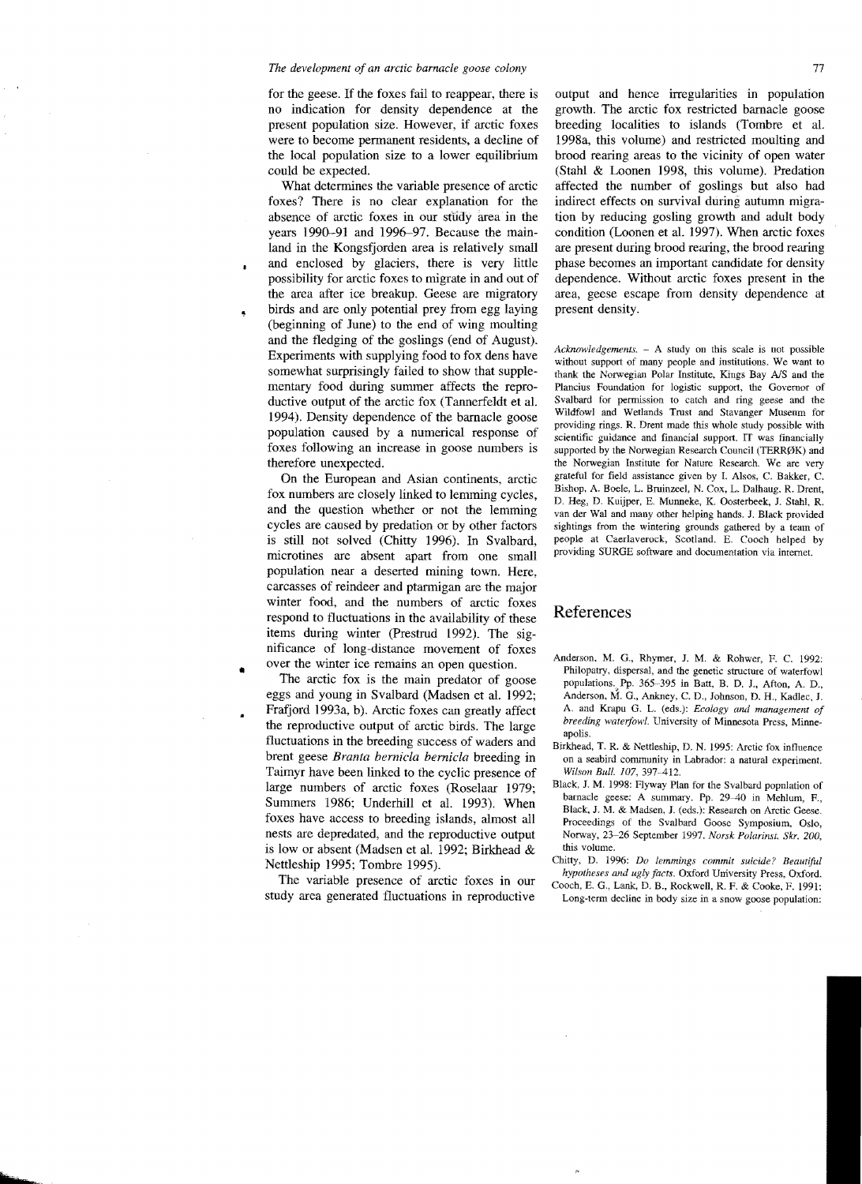for the geese. If the foxes fail to reappear, there is no indication for density dependence at the present population size. However, if arctic foxes were to become permanent residents, a decline of the local population size to a lower equilibrium could be expected.

What determines the variable presence of arctic foxes? There is no clear explanation for the absence of arctic foxes in our study area in the years 1990–91 and 1996–97. Because the mainland in the Kongsfjorden area is relatively small and enclosed by glaciers, there is very little possibility for arctic foxes to migrate in and out of the area after ice breakup. Geese are migratory birds and are only potential prey from egg laying (beginning of June) to the end of wing moulting and the fledging of the goslings (end of August). Experiments with supplying food to fox dens have somewhat surprisingly failed to show that supplementary food during summer affects the reproductive output of the arctic fox (Tannerfeldt et al. 1994). Density dependence of the barnacle goose population caused by a numerical response of foxes following an increase in goose numbers is therefore unexpected.

On the European and Asian continents, arctic fox numbers are closely linked to lemming cycles, and the question whether or not the lemming cycles are caused by predation or by other factors is still not solved (Chitty 1996). In Svalbard, microtines are absent apart from one small population near a deserted mining town. Here, carcasses of reindeer and ptarmigan are the major winter food, and the numbers of arctic foxes respond to fluctuations in the availability of these items during winter (Prestrud 1992). The significance of long-distance movement of foxes over the winter ice remains an open question.

The arctic fox is the main predator of goose eggs and young in Svalbard (Madsen et al. 1992; Frafjord 1993a, b). Arctic foxes can greatly affect the reproductive output of arctic birds. The large fluctuations in the breeding success of waders and brent geese *Branta bernicla bernicla* breeding in Taimyr have been linked to the cyclic presence of large numbers of arctic foxes (Roselaar 1979; Summers 1986; Underhill et al. 1993). When foxes have access to breeding islands, almost all nests are depredated, and the reproductive output is low or absent (Madsen et al. 1992; Birkhead & Nettleship 1995; Tombre 1995).

The variable presence of arctic foxes in our study area generated fluctuations in reproductive output and hence irregularities in population growth. The arctic fox restricted barnacle goose breeding localities to islands (Tombre et al. 1998a, this volume) and restricted moulting and brood rearing areas to the vicinity of open water (Stahl & Loonen 1998, this volume). Predation affected the number of goslings but also had indirect effects on survival during autumn migration by reducing gosling growth and adult body condition (Loonen et al. 1997). When arctic foxes are present during brood rearing, the brood rearing phase becomes an important candidate for density dependence. Without arctic foxes present in the area, geese escape from density dependence at present density.

*Acknowledgements.* – A study on this scale is not possible without support of many people and institutions. We want to thank the Norwegian Polar Institute, Kings Bay A/S and the Plancius Foundation for logistic support, the Governor of Svalbard for permission to catch and ring geese and the Wildfowl and Wetlands Trust and Stavanger Museum for providing rings. R. Drent made this whole study possible with scientific guidance and financial support. IT was financially supported by the Norwegian Research Council (TERRØK) and the Norwegian Institute for Nature Research. We are very grateful for field assistance given by I. Alsos, C. Bakker, C. Bishop, A. Boele, L. Bruinzeel, N. Cox, L. Dalhaug, R. Drent, D. Heg, D. Kuijper, E. Munneke, K. Oosterbeek, J. Stahl, R. van der Wal and many other helping hands. J. Black provided sightings from the wintering grounds gathered by a team of people at Caerlaverock, Scotland. E. Cooch helped by providing SURGE software and documentation via internet.

## References

Anderson, M. G., Rhymer, J. M. & Rohwer, F. C. 1992: Philopatry, dispersal, and the genetic structure of waterfowl populations. Pp. 365–395 in Batt, B. D. J., Afton, A. D., Anderson, M. G., Ankney, C. D., Johnson, D. H., Kadlec, J. A. and Krapu G. L. (eds.): *Ecology and management of breeding waterfowl.* University of Minnesota Press, Minneapolis.

Birkhead, T. R. & Nettleship, D. N. 1995: Arctic fox influence on a seabird community in Labrador: a natural experiment. *Wilson Bull. 107,* 397–412.

Black, J. M. 1998: Flyway Plan for the Svalbard population of barnacle geese: A summary. Pp. 29–40 in Mehlum, F., Black, J. M. & Madsen, J. (eds.): Research on Arctic Geese. Proceedings of the Svalbard Goose Symposium, Oslo, Norway, 23–26 September 1997. *Norsk Polarinst. Skr. 200,* this volume.

Chitty, D. 1996: *Do lemmings commit suicide? Beautiful hypotheses and ugly facts.* Oxford University Press, Oxford.

Cooch, E. G., Lank, D. B., Rockwell, R. F. & Cooke, F. 1991: Long-term decline in body size in a snow goose population: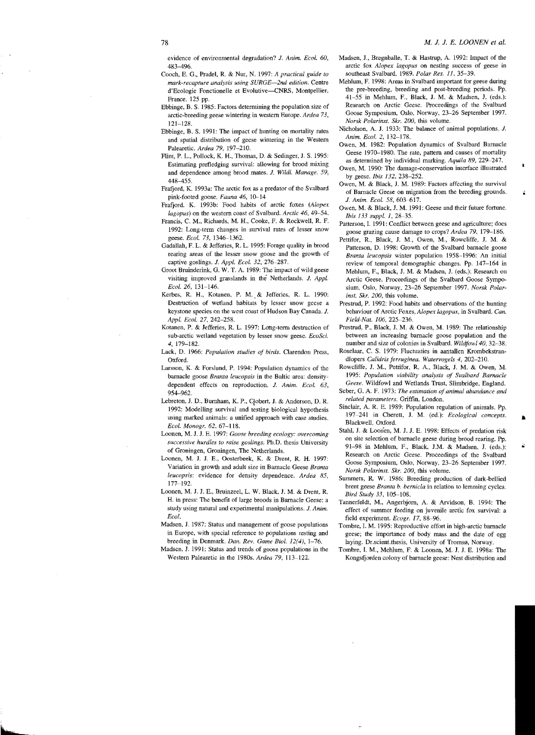evidence of environmental degradation? *J. Anim. Ecol. 60*, 483–496.

Cooch, E. G., Pradel, R. & Nur, N. 1997: *A practical guide to mark-recapture analysis using SURGE—2nd edition*. Centre d'Ecologie Fonctionelle et Evolutive—CNRS, Montpellier, France. 125 pp.

Ebbinge, B. S. 1985: Factors determining the population size of arctic-breeding geese wintering in western Europe. *Ardea 73*, 121–128.

Ebbinge, B. S. 1991: The impact of hunting on mortality rates and spatial distribution of geese wintering in the Western Palearctic. *Ardea 79*, 197–210.

Flint, P. L., Pollock, K. H., Thomas, D. & Sedinger, J. S. 1995: Estimating prefledging survival: allowing for brood mixing and dependence among brood mates. *J. Wildl. Manage. 59*, 448–455.

Frafjord, K. 1993a: The arctic fox as a predator of the Svalbard pink-footed goose. *Fauna 46*, 10–14

Frafjord, K. 1993b: Food habits of arctic foxes (*Alopex lagopus*) on the western coast of Svalbard. *Arctic 46*, 49–54.

Francis, C. M., Richards, M. H., Cooke, F. & Rockwell, R. F. 1992: Long-term changes in survival rates of lesser snow geese. *Ecol. 73*, 1346–1362.

Gadallah, F. L. & Jefferies, R. L. 1995: Forage quality in brood rearing areas of the lesser snow goose and the growth of captive goslings. *J. Appl. Ecol. 32*, 276–287.

Groot Bruinderink, G. W. T. A. 1989: The impact of wild geese visiting improved grasslands in the Netherlands. *J. Appl. Ecol. 26*, 131–146.

Kerbes, R. H., Kotanen, P. M. & Jefferies, R. L. 1990: Destruction of wetland habitats by lesser snow geese a keystone species on the west coast of Hudson Bay Canada. *J. Appl. Ecol. 27*, 242–258.

Kotanen, P. & Jefferies, R. L. 1997: Long-term destruction of sub-arctic wetland vegetation by lesser snow geese. *EcoSci. 4*, 179–182.

Lack, D. 1966: *Population studies of birds*. Clarendon Press, Oxford.

Larsson, K. & Forslund, P. 1994: Population dynamics of the barnacle goose *Branta leucopsis* in the Baltic area: density-dependent effects on reproduction. *J. Anim. Ecol. 63*, 954–962.

Lebreton, J. D., Burnham, K. P., Clobert, J. & Anderson, D. R. 1992: Modelling survival and testing biological hypothesis using marked animals: a unified approach with case studies. *Ecol. Monogr. 62*, 67–118.

Loonen, M. J. J. E. 1997: *Goose breeding ecology: overcoming successive hurdles to raise goslings*. Ph.D. thesis University of Groningen, Groningen, The Netherlands.

Loonen, M. J. J. E., Oosterbeek, K. & Drent, R. H. 1997: Variation in growth and adult size in Barnacle Geese *Branta leucopsis*: evidence for density dependence. *Ardea 85*, 177–192.

Loonen, M. J. J. E., Bruinzeel, L. W. Black, J. M. & Drent, R. H. in press: The benefit of large broods in Barnacle Geese: a study using natural and experimental manipulations. *J. Anim. Ecol.*

Madsen, J. 1987: Status and management of goose populations in Europe, with special reference to populations resting and breeding in Denmark. *Dan. Rev. Game Biol. 12(4)*, 1–76.

Madsen, J. 1991: Status and trends of goose populations in the Western Palearctic in the 1980s. *Ardea 79*, 113–122.

Madsen, J., Bregnballe, T. & Hastrup, A. 1992: Impact of the arctic fox *Alopex lagopus* on nesting success of geese in southeast Svalbard, 1989. *Polar Res. 11*, 35–39.

Mehlum, F. 1998: Areas in Svalbard important for geese during the pre-breeding, breeding and post-breeding periods. Pp. 41–55 in Mehlum, F., Black, J. M. & Madsen, J. (eds.): Research on Arctic Geese. Proceedings of the Svalbard Goose Symposium, Oslo, Norway, 23–26 September 1997. *Norsk Polarinst. Skr. 200*, this volume.

Nicholson, A. J. 1933: The balance of animal populations. *J. Anim. Ecol. 2*, 132–178.

Owen, M. 1982: Population dynamics of Svalbard Barnacle Geese 1970–1980. The rate, pattern and causes of mortality as determined by individual marking. *Aquila 89*, 229–247.

Owen, M. 1990: The damage-conservation interface illustrated by geese. *Ibis 132*, 238–252.

Owen, M. & Black, J. M. 1989: Factors affecting the survival of Barnacle Geese on migration from the breeding grounds. *J. Anim. Ecol. 58*, 603–617.

Owen, M. & Black, J. M. 1991: Geese and their future fortune. *Ibis 133 suppl. 1*, 28–35.

Patterson, I. 1991: Conflict between geese and agriculture; does goose grazing cause damage to crops? *Ardea 79*, 179–186.

Pettifor, R., Black, J. M., Owen, M., Rowcliffe, J. M. & Patterson, D. 1998: Growth of the Svalbard barnacle goose *Branta leucopsis* winter population 1958–1996: An initial review of temporal demographic changes. Pp. 147–164 in Mehlum, F., Black, J. M. & Madsen, J. (eds.): Research on Arctic Geese. Proceedings of the Svalbard Goose Symposium, Oslo, Norway, 23–26 September 1997. *Norsk Polarinst. Skr. 200*, this volume.

Prestrud, P. 1992: Food habits and observations of the hunting behaviour of Arctic Foxes, *Alopex lagopus*, in Svalbard. *Can. Field-Nat. 106*, 225–236.

Prestrud, P., Black, J. M. & Owen, M. 1989: The relationship between an increasing barnacle goose population and the number and size of colonies in Svalbard. *Wildfowl 40*, 32–38.

Roselaar, C. S. 1979: Fluctuaties in aantallen Krombekstrandlopers *Calidris ferruginea*. *Watervogels 4*, 202–210.

Rowcliffe, J. M., Pettifor, R. A., Black, J. M. & Owen, M. 1995: *Population viability analysis of Svalbard Barnacle Geese*. Wildfowl and Wetlands Trust, Slimbridge, England.

Seber, G. A. F. 1973: *The estimation of animal abundance and related parameters*. Griffin, London.

Sinclair, A. R. E. 1989: Population regulation of animals. Pp. 197–241 in Cherett, J. M. (ed.): *Ecological concepts*. Blackwell, Oxford.

Stahl, J. & Loonen, M. J. J. E. 1998: Effects of predation risk on site selection of barnacle geese during brood rearing. Pp. 91–98 in Mehlum, F., Black, J.M. & Madsen, J. (eds.): Research on Arctic Geese. Proceedings of the Svalbard Goose Symposium, Oslo, Norway, 23–26 September 1997. *Norsk Polarinst. Skr. 200*, this volume.

Summers, R. W. 1986: Breeding production of dark-bellied brent geese *Branta b. bernicla* in relation to lemming cycles. *Bird Study 33*, 105–108.

Tannerfeldt, M., Angerbjorn, A. & Arvidson, B. 1994: The effect of summer feeding on juvenile arctic fox survival: a field experiment. *Ecogr. 17*, 88–96.

Tombre, I. M. 1995: Reproductive effort in high-arctic barnacle geese; the importance of body mass and the date of egg laying. Dr.scient.thesis, University of Tromsø, Norway.

Tombre, I. M., Mehlum, F. & Loonen, M. J. J. E. 1998a: The Kongsfjorden colony of barnacle geese: Nest distribution and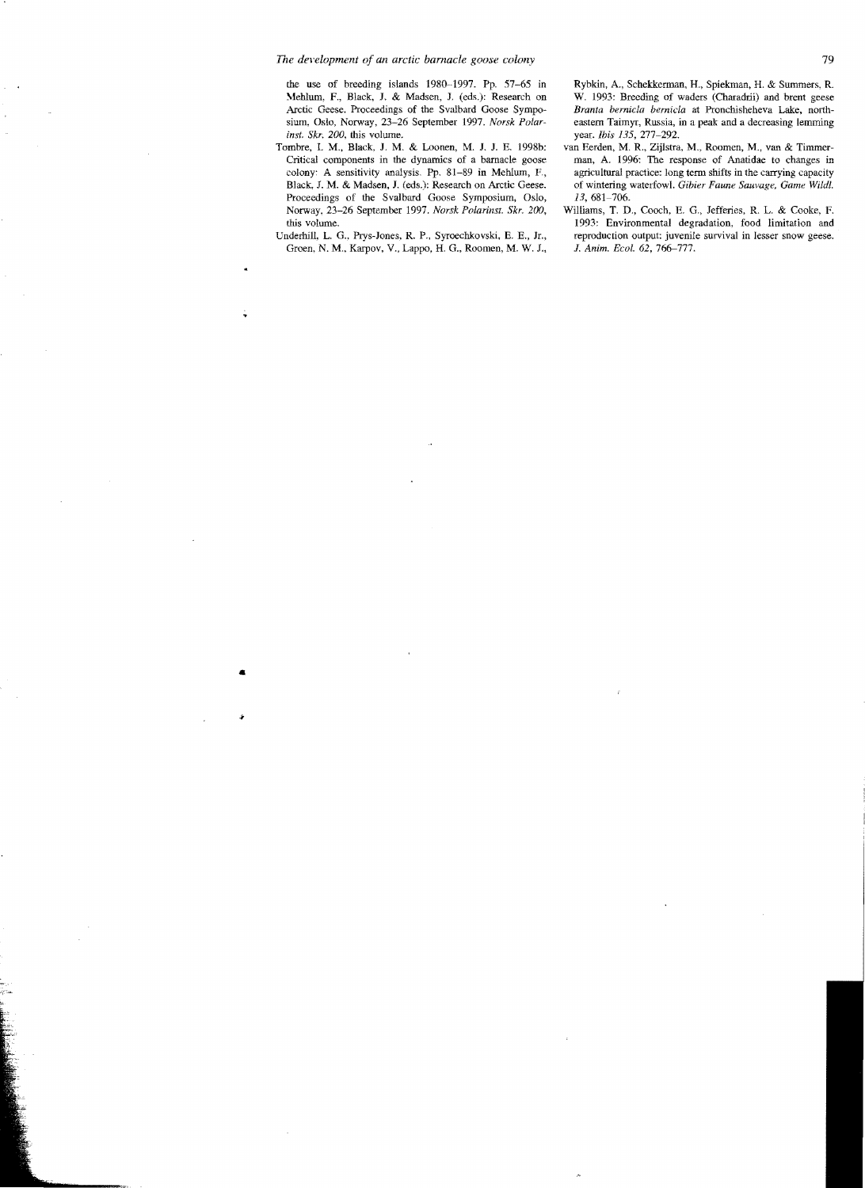the use of breeding islands 1980–1997. Pp. 57–65 in Mehlum, F., Black, J. & Madsen, J. (eds.): Research on Arctic Geese. Proceedings of the Svalbard Goose Symposium, Oslo, Norway, 23–26 September 1997. *Norsk Polarinst. Skr. 200*, this volume.

Tombre, I. M., Black, J. M. & Loonen, M. J. J. E. 1998b: Critical components in the dynamics of a barnacle goose colony: A sensitivity analysis. Pp. 81–89 in Mehlum, F., Black, J. M. & Madsen, J. (eds.): Research on Arctic Geese. Proceedings of the Svalbard Goose Symposium, Oslo, Norway, 23–26 September 1997. *Norsk Polarinst. Skr. 200*, this volume.

Underhill, L. G., Prys-Jones, R. P., Syroechkovski, E. E., Jr., Groen, N. M., Karpov, V., Lappo, H. G., Roomen, M. W. J., Rybkin, A., Schekkerman, H., Spiekman, H. & Summers, R. W. 1993: Breeding of waders (Charadrii) and brent geese *Branta bernicla bernicla* at Pronchishcheva Lake, northeastern Taimyr, Russia, in a peak and a decreasing lemming year. *Ibis 135*, 277–292.

van Eerden, M. R., Zijlstra, M., Roomen, M., van & Timmerman, A. 1996: The response of Anatidae to changes in agricultural practice: long term shifts in the carrying capacity of wintering waterfowl. *Gibier Faune Sauvage, Game Wildl. 13*, 681–706.

Williams, T. D., Cooch, E. G., Jefferies, R. L. & Cooke, F. 1993: Environmental degradation, food limitation and reproduction output: juvenile survival in lesser snow geese. *J. Anim. Ecol. 62*, 766–777.